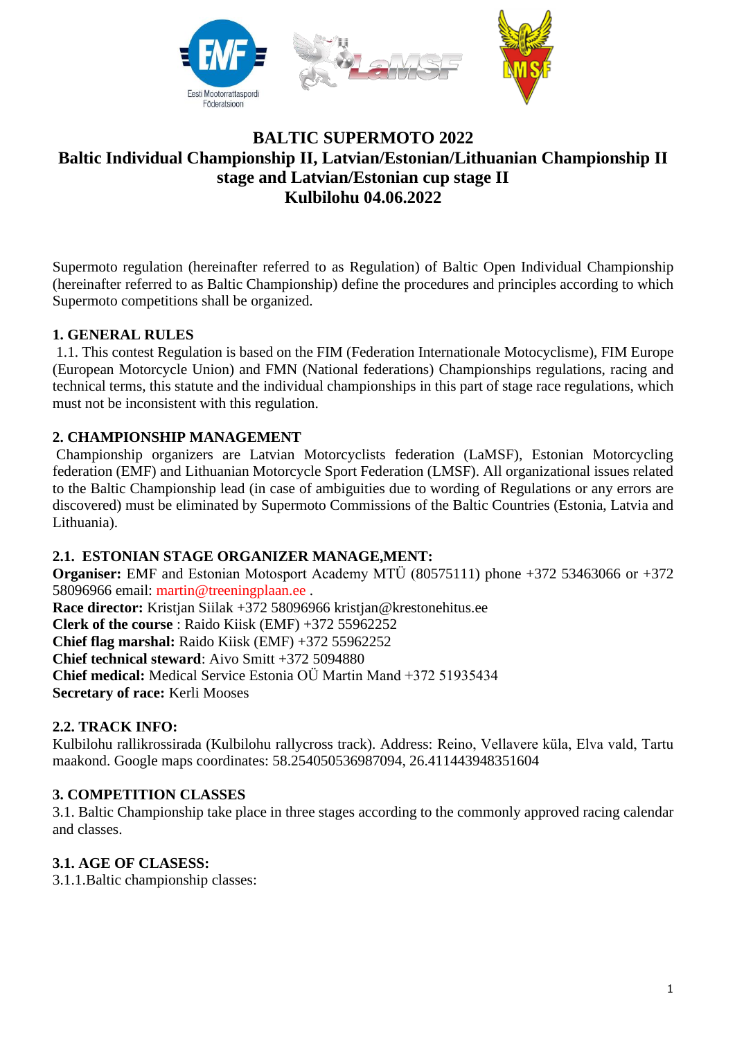# BALTIC SUPERMOTO 2022
## Baltic Individual Championship II, Latvian/Estonian/Lithuanian Championship II stage and Latvian/Estonian cup stage II
## Kulbilohu 04.06.2022

Supermoto regulation (hereinafter referred to as Regulation) of Baltic Open Individual Championship (hereinafter referred to as Baltic Championship) define the procedures and principles according to which Supermoto competitions shall be organized.

**1. GENERAL RULES**

1.1. This contest Regulation is based on the FIM (Federation Internationale Motocyclisme), FIM Europe (European Motorcycle Union) and FMN (National federations) Championships regulations, racing and technical terms, this statute and the individual championships in this part of stage race regulations, which must not be inconsistent with this regulation.

**2. CHAMPIONSHIP MANAGEMENT**

Championship organizers are Latvian Motorcyclists federation (LaMSF), Estonian Motorcycling federation (EMF) and Lithuanian Motorcycle Sport Federation (LMSF). All organizational issues related to the Baltic Championship lead (in case of ambiguities due to wording of Regulations or any errors are discovered) must be eliminated by Supermoto Commissions of the Baltic Countries (Estonia, Latvia and Lithuania).

**2.1. ESTONIAN STAGE ORGANIZER MANAGE,MENT:**

**Organiser:** EMF and Estonian Motosport Academy MTÜ (80575111) phone +372 53463066 or +372 58096966 email: martin@treeningplaan.ee .
**Race director:** Kristjan Siilak +372 58096966 kristjan@krestonehitus.ee
**Clerk of the course** : Raido Kiisk (EMF) +372 55962252
**Chief flag marshal:** Raido Kiisk (EMF) +372 55962252
**Chief technical steward**: Aivo Smitt +372 5094880
**Chief medical:** Medical Service Estonia OÜ Martin Mand +372 51935434
**Secretary of race:** Kerli Mooses

**2.2. TRACK INFO:**

Kulbilohu rallikrossirada (Kulbilohu rallycross track). Address: Reino, Vellavere küla, Elva vald, Tartu maakond. Google maps coordinates: 58.254050536987094, 26.411443948351604

**3. COMPETITION CLASSES**

3.1. Baltic Championship take place in three stages according to the commonly approved racing calendar and classes.

**3.1. AGE OF CLASESS:**

3.1.1.Baltic championship classes: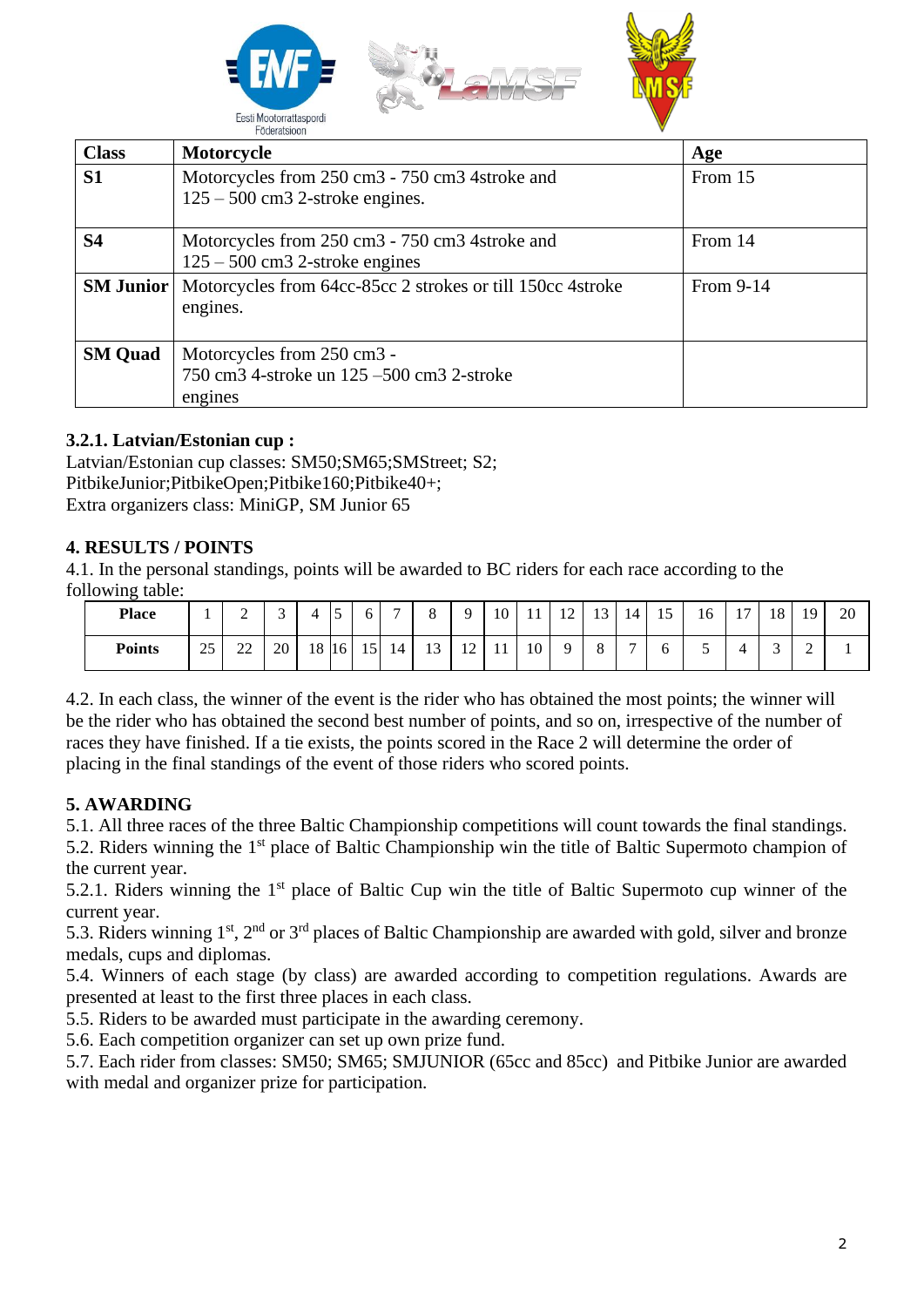| Class | Motorcycle | Age |
|---|---|---|
| **S1** | Motorcycles from 250 cm3 - 750 cm3 4stroke and 125 – 500 cm3 2-stroke engines. | From 15 |
| **S4** | Motorcycles from 250 cm3 - 750 cm3 4stroke and 125 – 500 cm3 2-stroke engines | From 14 |
| **SM Junior** | Motorcycles from 64cc-85cc 2 strokes or till 150cc 4stroke engines. | From 9-14 |
| **SM Quad** | Motorcycles from 250 cm3 - 750 cm3 4-stroke un 125 –500 cm3 2-stroke engines | |

### 3.2.1. Latvian/Estonian cup :

Latvian/Estonian cup classes: SM50;SM65;SMStreet; S2; PitbikeJunior;PitbikeOpen;Pitbike160;Pitbike40+;
Extra organizers class: MiniGP, SM Junior 65

## 4. RESULTS / POINTS

4.1. In the personal standings, points will be awarded to BC riders for each race according to the following table:

| Place | 1 | 2 | 3 | 4 | 5 | 6 | 7 | 8 | 9 | 10 | 11 | 12 | 13 | 14 | 15 | 16 | 17 | 18 | 19 | 20 |
|---|---|---|---|---|---|---|---|---|---|---|---|---|---|---|---|---|---|---|---|---|
| **Points** | 25 | 22 | 20 | 18 | 16 | 15 | 14 | 13 | 12 | 11 | 10 | 9 | 8 | 7 | 6 | 5 | 4 | 3 | 2 | 1 |

4.2. In each class, the winner of the event is the rider who has obtained the most points; the winner will be the rider who has obtained the second best number of points, and so on, irrespective of the number of races they have finished. If a tie exists, the points scored in the Race 2 will determine the order of placing in the final standings of the event of those riders who scored points.

## 5. AWARDING

5.1. All three races of the three Baltic Championship competitions will count towards the final standings.

5.2. Riders winning the 1st place of Baltic Championship win the title of Baltic Supermoto champion of the current year.

5.2.1. Riders winning the 1st place of Baltic Cup win the title of Baltic Supermoto cup winner of the current year.

5.3. Riders winning 1st, 2nd or 3rd places of Baltic Championship are awarded with gold, silver and bronze medals, cups and diplomas.

5.4. Winners of each stage (by class) are awarded according to competition regulations. Awards are presented at least to the first three places in each class.

5.5. Riders to be awarded must participate in the awarding ceremony.

5.6. Each competition organizer can set up own prize fund.

5.7. Each rider from classes: SM50; SM65; SMJUNIOR (65cc and 85cc) and Pitbike Junior are awarded with medal and organizer prize for participation.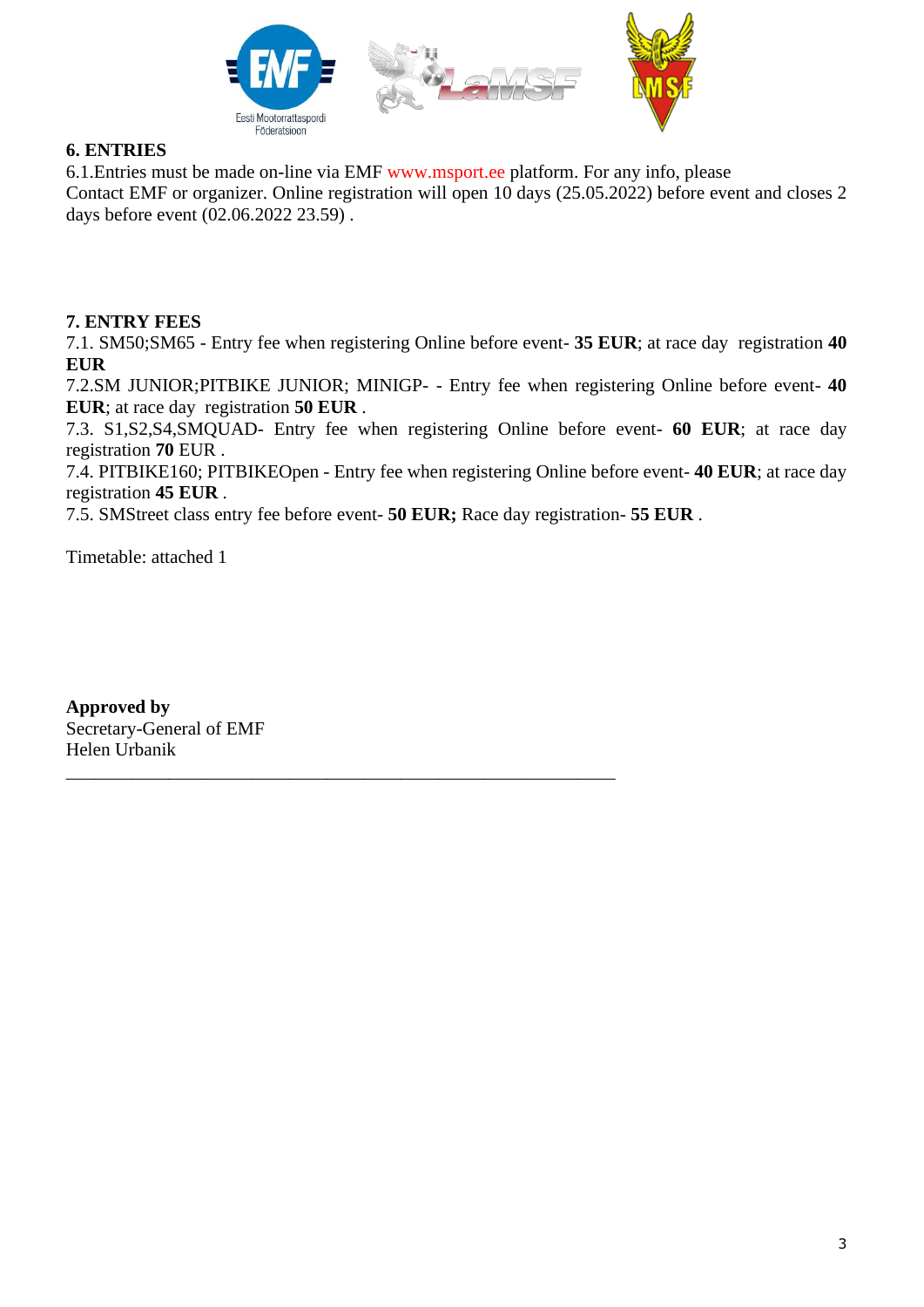## 6. ENTRIES

6.1.Entries must be made on-line via EMF www.msport.ee platform. For any info, please Contact EMF or organizer. Online registration will open 10 days (25.05.2022) before event and closes 2 days before event (02.06.2022 23.59) .

## 7. ENTRY FEES

7.1. SM50;SM65 - Entry fee when registering Online before event- **35 EUR**; at race day registration **40 EUR**

7.2.SM JUNIOR;PITBIKE JUNIOR; MINIGP- - Entry fee when registering Online before event- **40 EUR**; at race day registration **50 EUR** .

7.3. S1,S2,S4,SMQUAD- Entry fee when registering Online before event- **60 EUR**; at race day registration **70** EUR .

7.4. PITBIKE160; PITBIKEOpen - Entry fee when registering Online before event- **40 EUR**; at race day registration **45 EUR** .

7.5. SMStreet class entry fee before event- **50 EUR;** Race day registration- **55 EUR** .

Timetable: attached 1

**Approved by**
Secretary-General of EMF
Helen Urbanik

\_\_\_\_\_\_\_\_\_\_\_\_\_\_\_\_\_\_\_\_\_\_\_\_\_\_\_\_\_\_\_\_\_\_\_\_\_\_\_\_\_\_\_\_\_\_\_\_\_\_\_\_\_\_\_\_\_\_\_\_\_\_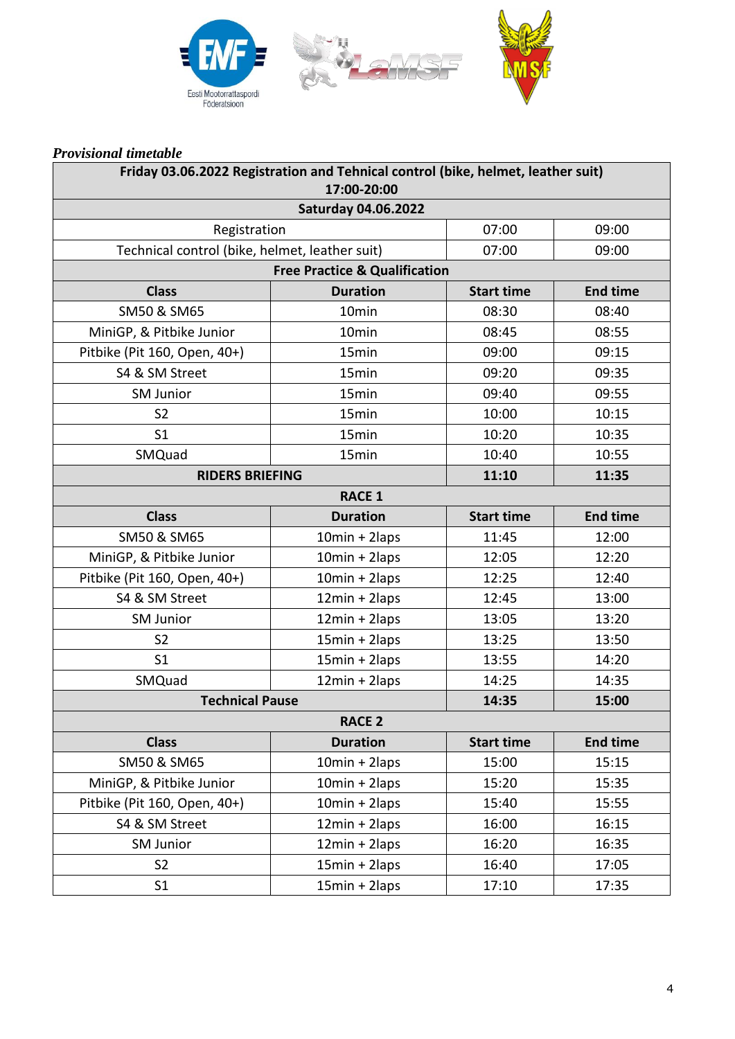*Provisional timetable*

| Friday 03.06.2022 Registration and Tehnical control (bike, helmet, leather suit) 17:00-20:00 | | | |
|---|---|---|---|
| **Saturday 04.06.2022** | | | |
| Registration | | 07:00 | 09:00 |
| Technical control (bike, helmet, leather suit) | | 07:00 | 09:00 |
| **Free Practice & Qualification** | | | |
| **Class** | **Duration** | **Start time** | **End time** |
| SM50 & SM65 | 10min | 08:30 | 08:40 |
| MiniGP, & Pitbike Junior | 10min | 08:45 | 08:55 |
| Pitbike (Pit 160, Open, 40+) | 15min | 09:00 | 09:15 |
| S4 & SM Street | 15min | 09:20 | 09:35 |
| SM Junior | 15min | 09:40 | 09:55 |
| S2 | 15min | 10:00 | 10:15 |
| S1 | 15min | 10:20 | 10:35 |
| SMQuad | 15min | 10:40 | 10:55 |
| **RIDERS BRIEFING** | | **11:10** | **11:35** |
| **RACE 1** | | | |
| **Class** | **Duration** | **Start time** | **End time** |
| SM50 & SM65 | 10min + 2laps | 11:45 | 12:00 |
| MiniGP, & Pitbike Junior | 10min + 2laps | 12:05 | 12:20 |
| Pitbike (Pit 160, Open, 40+) | 10min + 2laps | 12:25 | 12:40 |
| S4 & SM Street | 12min + 2laps | 12:45 | 13:00 |
| SM Junior | 12min + 2laps | 13:05 | 13:20 |
| S2 | 15min + 2laps | 13:25 | 13:50 |
| S1 | 15min + 2laps | 13:55 | 14:20 |
| SMQuad | 12min + 2laps | 14:25 | 14:35 |
| **Technical Pause** | | **14:35** | **15:00** |
| **RACE 2** | | | |
| **Class** | **Duration** | **Start time** | **End time** |
| SM50 & SM65 | 10min + 2laps | 15:00 | 15:15 |
| MiniGP, & Pitbike Junior | 10min + 2laps | 15:20 | 15:35 |
| Pitbike (Pit 160, Open, 40+) | 10min + 2laps | 15:40 | 15:55 |
| S4 & SM Street | 12min + 2laps | 16:00 | 16:15 |
| SM Junior | 12min + 2laps | 16:20 | 16:35 |
| S2 | 15min + 2laps | 16:40 | 17:05 |
| S1 | 15min + 2laps | 17:10 | 17:35 |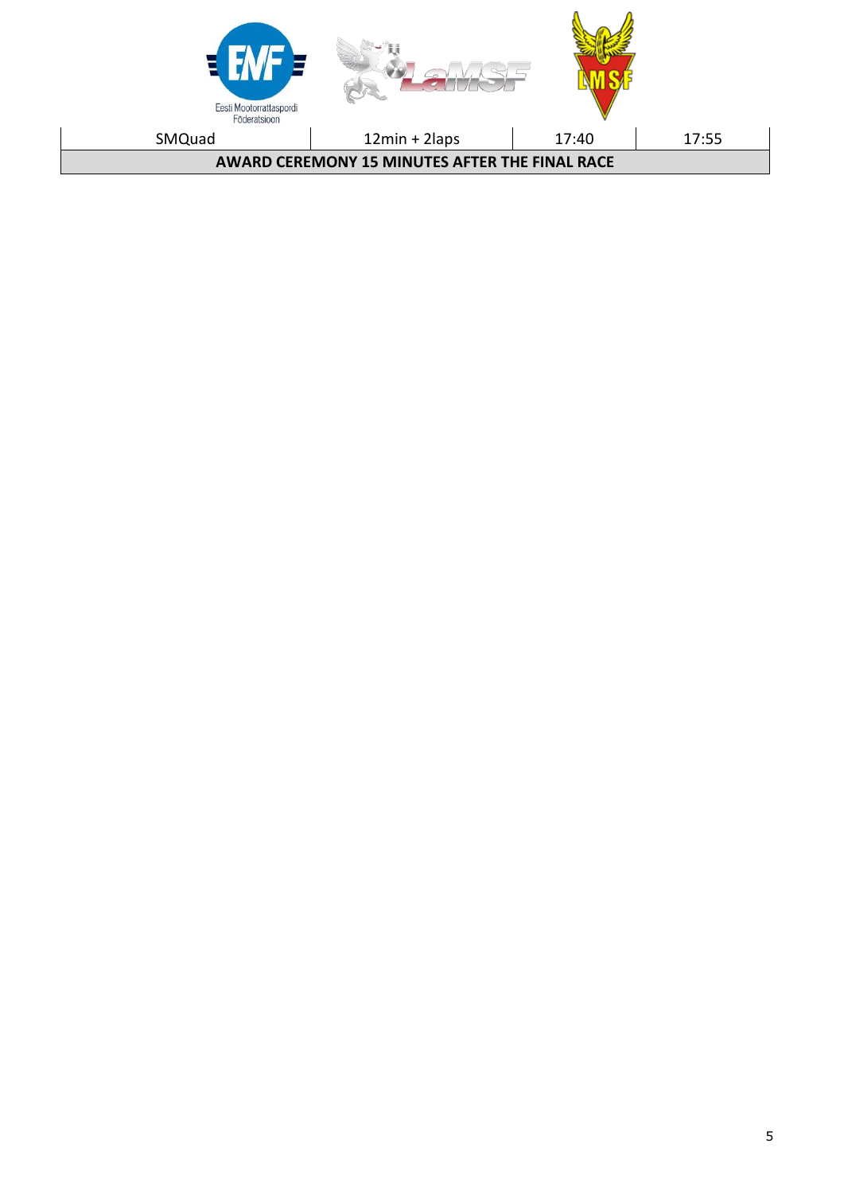| | | | |
|---|---|---|---|
| SMQuad | 12min + 2laps | 17:40 | 17:55 |
| **AWARD CEREMONY 15 MINUTES AFTER THE FINAL RACE** | | | |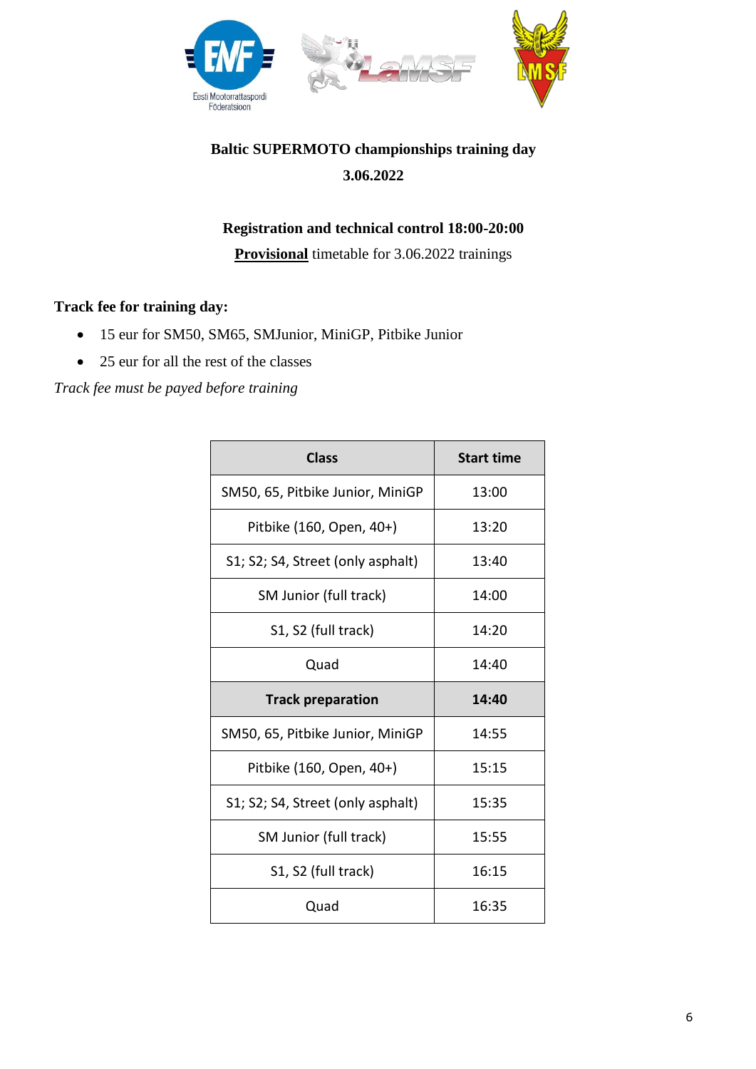**Baltic SUPERMOTO championships training day**

**3.06.2022**

**Registration and technical control 18:00-20:00**

**<u>Provisional</u>** timetable for 3.06.2022 trainings

**Track fee for training day:**

- 15 eur for SM50, SM65, SMJunior, MiniGP, Pitbike Junior
- 25 eur for all the rest of the classes

*Track fee must be payed before training*

| Class | Start time |
|---|---|
| SM50, 65, Pitbike Junior, MiniGP | 13:00 |
| Pitbike (160, Open, 40+) | 13:20 |
| S1; S2; S4, Street (only asphalt) | 13:40 |
| SM Junior (full track) | 14:00 |
| S1, S2 (full track) | 14:20 |
| Quad | 14:40 |
| **Track preparation** | **14:40** |
| SM50, 65, Pitbike Junior, MiniGP | 14:55 |
| Pitbike (160, Open, 40+) | 15:15 |
| S1; S2; S4, Street (only asphalt) | 15:35 |
| SM Junior (full track) | 15:55 |
| S1, S2 (full track) | 16:15 |
| Quad | 16:35 |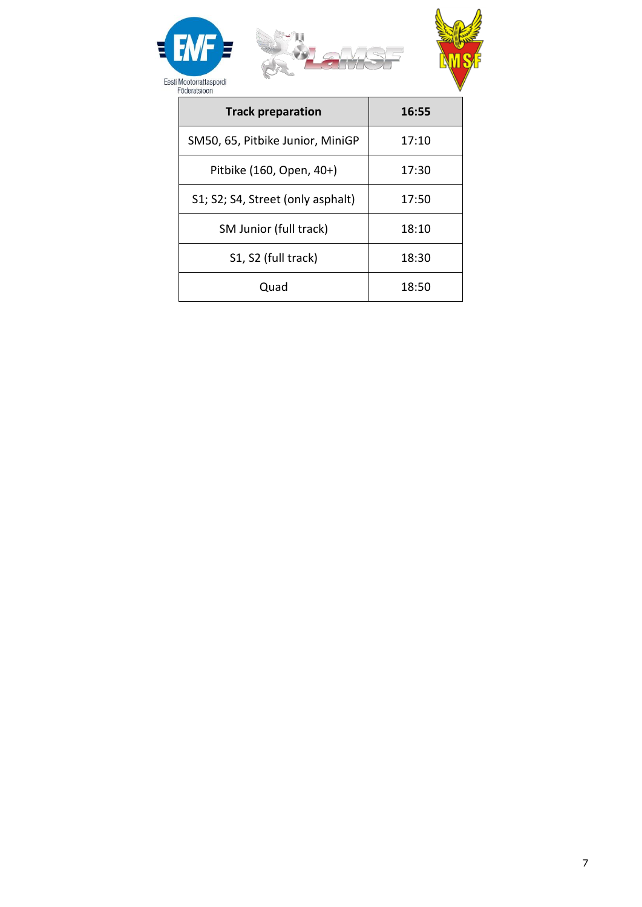| Track preparation | 16:55 |
| --- | --- |
| SM50, 65, Pitbike Junior, MiniGP | 17:10 |
| Pitbike (160, Open, 40+) | 17:30 |
| S1; S2; S4, Street (only asphalt) | 17:50 |
| SM Junior (full track) | 18:10 |
| S1, S2 (full track) | 18:30 |
| Quad | 18:50 |